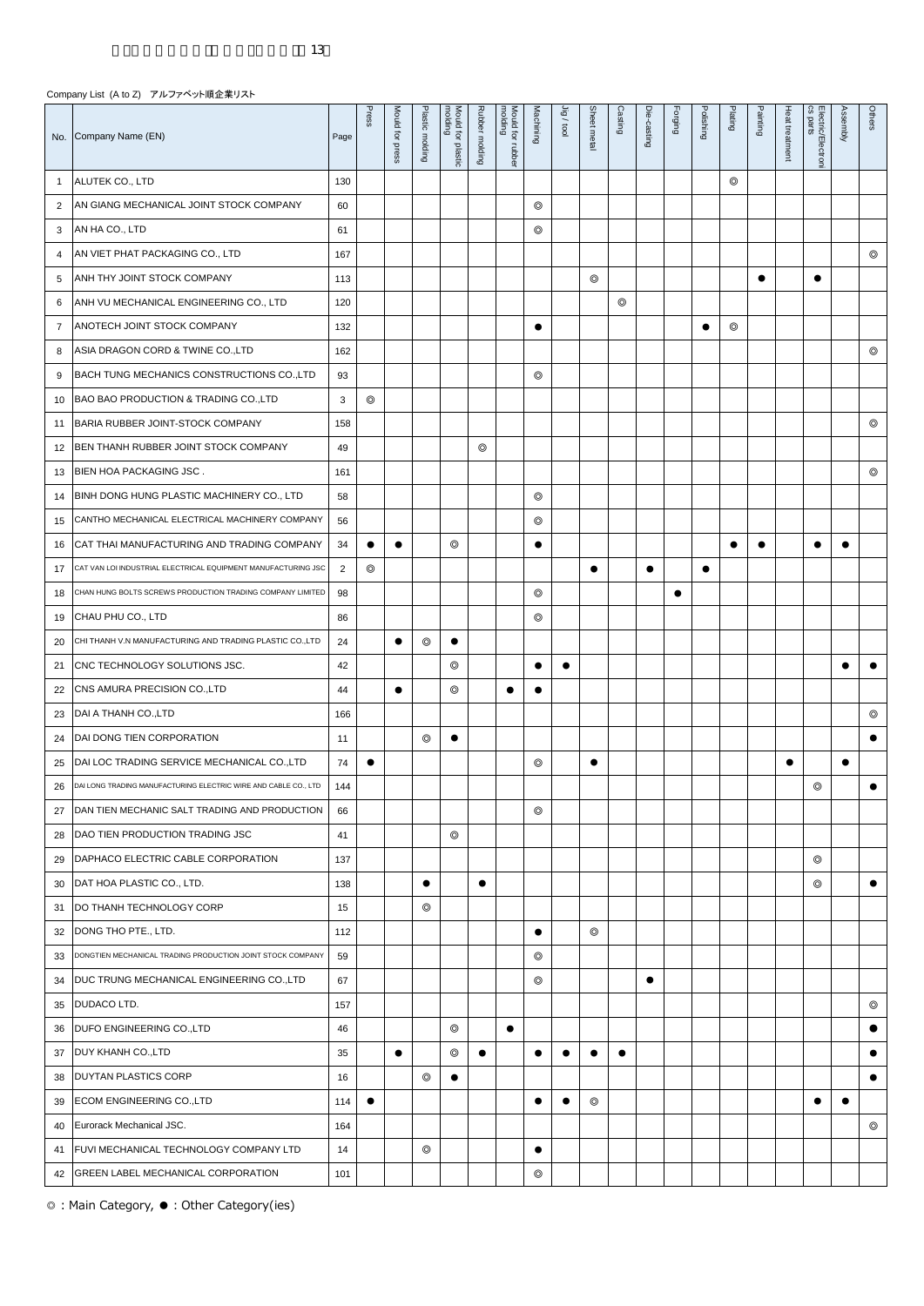Company List (A to Z) アルファベット順企業リスト

| No. | Company Name (EN) | Page | Press | Mould for press | Plastic molding | Mould for plastic molding | Rubber molding | Mould for rubber molding | Machining | Jig / tool | Sheet metal | Casting | Die-casting | Forging | Polishing | Plating | Painting | Heat treatment | Electric/Electronics parts | Assembly | Others |
|---|---|---|---|---|---|---|---|---|---|---|---|---|---|---|---|---|---|---|---|---|---|
| 1 | ALUTEK CO., LTD | 130 | | | | | | | | | | | | | | ◎ | | | | | |
| 2 | AN GIANG MECHANICAL JOINT STOCK COMPANY | 60 | | | | | | | ◎ | | | | | | | | | | | | |
| 3 | AN HA CO., LTD | 61 | | | | | | | ◎ | | | | | | | | | | | | |
| 4 | AN VIET PHAT PACKAGING CO., LTD | 167 | | | | | | | | | | | | | | | | | | | ◎ |
| 5 | ANH THY JOINT STOCK COMPANY | 113 | | | | | | | | | ◎ | | | | | | ● | | ● | | |
| 6 | ANH VU MECHANICAL ENGINEERING CO., LTD | 120 | | | | | | | | | | ◎ | | | | | | | | | |
| 7 | ANOTECH JOINT STOCK COMPANY | 132 | | | | | | | ● | | | | | | ● | ◎ | | | | | |
| 8 | ASIA DRAGON CORD & TWINE CO.,LTD | 162 | | | | | | | | | | | | | | | | | | | ◎ |
| 9 | BACH TUNG MECHANICS CONSTRUCTIONS CO.,LTD | 93 | | | | | | | ◎ | | | | | | | | | | | | |
| 10 | BAO BAO PRODUCTION & TRADING CO.,LTD | 3 | ◎ | | | | | | | | | | | | | | | | | | |
| 11 | BARIA RUBBER JOINT-STOCK COMPANY | 158 | | | | | | | | | | | | | | | | | | | ◎ |
| 12 | BEN THANH RUBBER JOINT STOCK COMPANY | 49 | | | | | ◎ | | | | | | | | | | | | | | |
| 13 | BIEN HOA PACKAGING JSC . | 161 | | | | | | | | | | | | | | | | | | | ◎ |
| 14 | BINH DONG HUNG PLASTIC MACHINERY CO., LTD | 58 | | | | | | | ◎ | | | | | | | | | | | | |
| 15 | CANTHO MECHANICAL ELECTRICAL MACHINERY COMPANY | 56 | | | | | | | ◎ | | | | | | | | | | | | |
| 16 | CAT THAI MANUFACTURING AND TRADING COMPANY | 34 | ● | ● | | ◎ | | | ● | | | | | | | ● | ● | | ● | ● | |
| 17 | CAT VAN LOI INDUSTRIAL ELECTRICAL EQUIPMENT MANUFACTURING JSC | 2 | ◎ | | | | | | | | ● | | ● | | ● | | | | | | |
| 18 | CHAN HUNG BOLTS SCREWS PRODUCTION TRADING COMPANY LIMITED | 98 | | | | | | | ◎ | | | | | ● | | | | | | | |
| 19 | CHAU PHU CO., LTD | 86 | | | | | | | ◎ | | | | | | | | | | | | |
| 20 | CHI THANH V.N MANUFACTURING AND TRADING PLASTIC CO.,LTD | 24 | | ● | ◎ | ● | | | | | | | | | | | | | | | |
| 21 | CNC TECHNOLOGY SOLUTIONS JSC. | 42 | | | | ◎ | | | ● | ● | | | | | | | | | | ● | ● |
| 22 | CNS AMURA PRECISION CO.,LTD | 44 | | ● | | ◎ | | ● | ● | | | | | | | | | | | | |
| 23 | DAI A THANH CO.,LTD | 166 | | | | | | | | | | | | | | | | | | | ◎ |
| 24 | DAI DONG TIEN CORPORATION | 11 | | | ◎ | ● | | | | | | | | | | | | | | | ● |
| 25 | DAI LOC TRADING SERVICE MECHANICAL CO.,LTD | 74 | ● | | | | | | ◎ | | ● | | | | | | | ● | | ● | |
| 26 | DAI LONG TRADING MANUFACTURING ELECTRIC WIRE AND CABLE CO., LTD | 144 | | | | | | | | | | | | | | | | | ◎ | | ● |
| 27 | DAN TIEN MECHANIC SALT TRADING AND PRODUCTION | 66 | | | | | | | ◎ | | | | | | | | | | | | |
| 28 | DAO TIEN PRODUCTION TRADING JSC | 41 | | | | ◎ | | | | | | | | | | | | | | | |
| 29 | DAPHACO ELECTRIC CABLE CORPORATION | 137 | | | | | | | | | | | | | | | | | ◎ | | |
| 30 | DAT HOA PLASTIC CO., LTD. | 138 | | | ● | | ● | | | | | | | | | | | | ◎ | | ● |
| 31 | DO THANH TECHNOLOGY CORP | 15 | | | ◎ | | | | | | | | | | | | | | | | |
| 32 | DONG THO PTE., LTD. | 112 | | | | | | | ● | | ◎ | | | | | | | | | | |
| 33 | DONGTIEN MECHANICAL TRADING PRODUCTION JOINT STOCK COMPANY | 59 | | | | | | | ◎ | | | | | | | | | | | | |
| 34 | DUC TRUNG MECHANICAL ENGINEERING CO.,LTD | 67 | | | | | | | ◎ | | | | ● | | | | | | | | |
| 35 | DUDACO LTD. | 157 | | | | | | | | | | | | | | | | | | | ◎ |
| 36 | DUFO ENGINEERING CO.,LTD | 46 | | | | ◎ | | ● | | | | | | | | | | | | | ● |
| 37 | DUY KHANH CO.,LTD | 35 | | ● | | ◎ | ● | | ● | ● | ● | ● | | | | | | | | | ● |
| 38 | DUYTAN PLASTICS CORP | 16 | | | ◎ | ● | | | | | | | | | | | | | | | ● |
| 39 | ECOM ENGINEERING CO.,LTD | 114 | ● | | | | | | ● | ● | ◎ | | | | | | | | ● | ● | |
| 40 | Eurorack Mechanical JSC. | 164 | | | | | | | | | | | | | | | | | | | ◎ |
| 41 | FUVI MECHANICAL TECHNOLOGY COMPANY LTD | 14 | | | ◎ | | | | ● | | | | | | | | | | | | |
| 42 | GREEN LABEL MECHANICAL CORPORATION | 101 | | | | | | | ◎ | | | | | | | | | | | | |

◎ : Main Category, ● : Other Category(ies)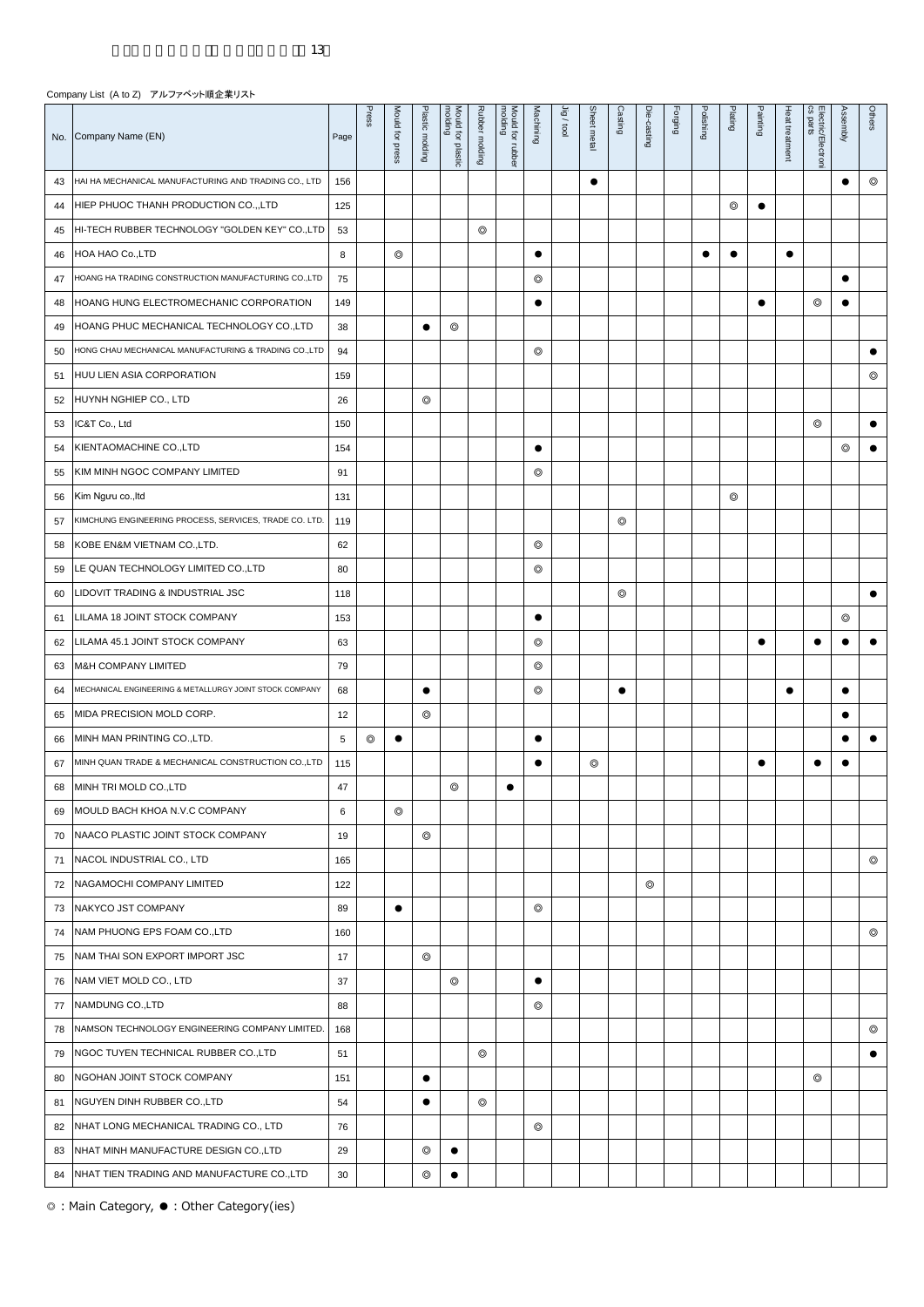Company List (A to Z) アルファベット順企業リスト

| No. | Company Name (EN) | Page | Press | Mould for press | Plastic molding | Mould for plastic molding | Rubber molding | Mould for rubber molding | Machining | Jig / tool | Sheet metal | Casting | Die-casting | Forging | Polishing | Plating | Painting | Heat treatment | Electric/Electronics parts | Assembly | Others |
|---|---|---|---|---|---|---|---|---|---|---|---|---|---|---|---|---|---|---|---|---|---|
| 43 | HAI HA MECHANICAL MANUFACTURING AND TRADING CO., LTD | 156 | | | | | | | | | ● | | | | | | | | | ● | ◎ |
| 44 | HIEP PHUOC THANH PRODUCTION CO.,,LTD | 125 | | | | | | | | | | | | | | ◎ | ● | | | | |
| 45 | HI-TECH RUBBER TECHNOLOGY "GOLDEN KEY" CO.,LTD | 53 | | | | | ◎ | | | | | | | | | | | | | | |
| 46 | HOA HAO Co.,LTD | 8 | | ◎ | | | | | ● | | | | | | ● | ● | | ● | | | |
| 47 | HOANG HA TRADING CONSTRUCTION MANUFACTURING CO.,LTD | 75 | | | | | | | ◎ | | | | | | | | | | | ● | |
| 48 | HOANG HUNG ELECTROMECHANIC CORPORATION | 149 | | | | | | | ● | | | | | | | | ● | | ◎ | ● | |
| 49 | HOANG PHUC MECHANICAL TECHNOLOGY CO.,LTD | 38 | | | ● | ◎ | | | | | | | | | | | | | | | |
| 50 | HONG CHAU MECHANICAL MANUFACTURING & TRADING CO.,LTD | 94 | | | | | | | ◎ | | | | | | | | | | | | ● |
| 51 | HUU LIEN ASIA CORPORATION | 159 | | | | | | | | | | | | | | | | | | | ◎ |
| 52 | HUYNH NGHIEP CO., LTD | 26 | | | ◎ | | | | | | | | | | | | | | | | |
| 53 | IC&T Co., Ltd | 150 | | | | | | | | | | | | | | | | | ◎ | | ● |
| 54 | KIENTAOMACHINE CO.,LTD | 154 | | | | | | | ● | | | | | | | | | | | ◎ | ● |
| 55 | KIM MINH NGOC COMPANY LIMITED | 91 | | | | | | | ◎ | | | | | | | | | | | | |
| 56 | Kim Ngưu co.,ltd | 131 | | | | | | | | | | | | | | ◎ | | | | | |
| 57 | KIMCHUNG ENGINEERING PROCESS, SERVICES, TRADE CO. LTD. | 119 | | | | | | | | | | ◎ | | | | | | | | | |
| 58 | KOBE EN&M VIETNAM CO.,LTD. | 62 | | | | | | | ◎ | | | | | | | | | | | | |
| 59 | LE QUAN TECHNOLOGY LIMITED CO.,LTD | 80 | | | | | | | ◎ | | | | | | | | | | | | |
| 60 | LIDOVIT TRADING & INDUSTRIAL JSC | 118 | | | | | | | | | | ◎ | | | | | | | | | ● |
| 61 | LILAMA 18 JOINT STOCK COMPANY | 153 | | | | | | | ● | | | | | | | | | | | ◎ | |
| 62 | LILAMA 45.1 JOINT STOCK COMPANY | 63 | | | | | | | ◎ | | | | | | | | ● | | ● | ● | ● |
| 63 | M&H COMPANY LIMITED | 79 | | | | | | | ◎ | | | | | | | | | | | | |
| 64 | MECHANICAL ENGINEERING & METALLURGY JOINT STOCK COMPANY | 68 | | | ● | | | | ◎ | | | ● | | | | | | ● | | ● | |
| 65 | MIDA PRECISION MOLD CORP. | 12 | | | ◎ | | | | | | | | | | | | | | | ● | |
| 66 | MINH MAN PRINTING CO.,LTD. | 5 | ◎ | ● | | | | | ● | | | | | | | | | | | ● | ● |
| 67 | MINH QUAN TRADE & MECHANICAL CONSTRUCTION CO.,LTD | 115 | | | | | | | ● | | ◎ | | | | | | ● | | ● | ● | |
| 68 | MINH TRI MOLD CO.,LTD | 47 | | | | ◎ | | ● | | | | | | | | | | | | | |
| 69 | MOULD BACH KHOA N.V.C COMPANY | 6 | | ◎ | | | | | | | | | | | | | | | | | |
| 70 | NAACO PLASTIC JOINT STOCK COMPANY | 19 | | | ◎ | | | | | | | | | | | | | | | | |
| 71 | NACOL INDUSTRIAL CO., LTD | 165 | | | | | | | | | | | | | | | | | | | ◎ |
| 72 | NAGAMOCHI COMPANY LIMITED | 122 | | | | | | | | | | | ◎ | | | | | | | | |
| 73 | NAKYCO JST COMPANY | 89 | | ● | | | | | ◎ | | | | | | | | | | | | |
| 74 | NAM PHUONG EPS FOAM CO.,LTD | 160 | | | | | | | | | | | | | | | | | | | ◎ |
| 75 | NAM THAI SON EXPORT IMPORT JSC | 17 | | | ◎ | | | | | | | | | | | | | | | | |
| 76 | NAM VIET MOLD CO., LTD | 37 | | | | ◎ | | | ● | | | | | | | | | | | | |
| 77 | NAMDUNG CO.,LTD | 88 | | | | | | | ◎ | | | | | | | | | | | | |
| 78 | NAMSON TECHNOLOGY ENGINEERING COMPANY LIMITED. | 168 | | | | | | | | | | | | | | | | | | | ◎ |
| 79 | NGOC TUYEN TECHNICAL RUBBER CO.,LTD | 51 | | | | | ◎ | | | | | | | | | | | | | | ● |
| 80 | NGOHAN JOINT STOCK COMPANY | 151 | | | ● | | | | | | | | | | | | | | ◎ | | |
| 81 | NGUYEN DINH RUBBER CO.,LTD | 54 | | | ● | | ◎ | | | | | | | | | | | | | | |
| 82 | NHAT LONG MECHANICAL TRADING CO., LTD | 76 | | | | | | | ◎ | | | | | | | | | | | | |
| 83 | NHAT MINH MANUFACTURE DESIGN CO.,LTD | 29 | | | ◎ | ● | | | | | | | | | | | | | | | |
| 84 | NHAT TIEN TRADING AND MANUFACTURE CO.,LTD | 30 | | | ◎ | ● | | | | | | | | | | | | | | | |

◎ : Main Category, ● : Other Category(ies)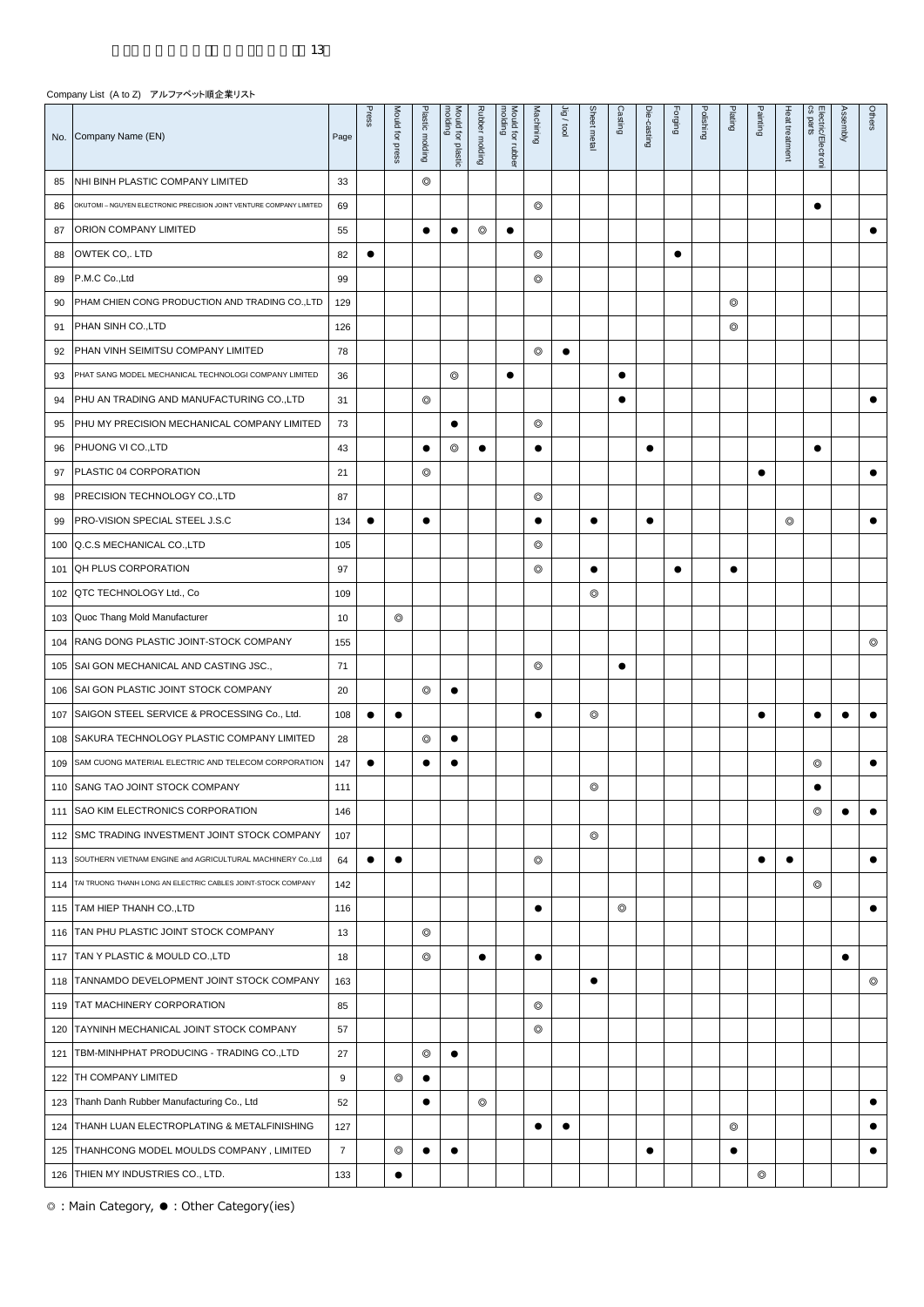Company List (A to Z) アルファベット順企業リスト

| No. | Company Name (EN) | Page | Press | Mould for press | Plastic molding | Mould for plastic molding | Rubber molding | Mould for rubber molding | Machining | Jig / tool | Sheet metal | Casting | Die-casting | Forging | Polishing | Plating | Painting | Heat treatment | Electric/Electronics parts | Assembly | Others |
|---|---|---|---|---|---|---|---|---|---|---|---|---|---|---|---|---|---|---|---|---|---|
| 85 | NHI BINH PLASTIC COMPANY LIMITED | 33 | | | ◎ | | | | | | | | | | | | | | | | |
| 86 | OKUTOMI – NGUYEN ELECTRONIC PRECISION JOINT VENTURE COMPANY LIMITED | 69 | | | | | | | ◎ | | | | | | | | | | ● | | |
| 87 | ORION COMPANY LIMITED | 55 | | | ● | ● | ◎ | ● | | | | | | | | | | | | | ● |
| 88 | OWTEK CO,. LTD | 82 | ● | | | | | | ◎ | | | | | ● | | | | | | | |
| 89 | P.M.C Co.,Ltd | 99 | | | | | | | ◎ | | | | | | | | | | | | |
| 90 | PHAM CHIEN CONG PRODUCTION AND TRADING CO.,LTD | 129 | | | | | | | | | | | | | | ◎ | | | | | |
| 91 | PHAN SINH CO.,LTD | 126 | | | | | | | | | | | | | | ◎ | | | | | |
| 92 | PHAN VINH SEIMITSU COMPANY LIMITED | 78 | | | | | | | ◎ | ● | | | | | | | | | | | |
| 93 | PHAT SANG MODEL MECHANICAL TECHNOLOGI COMPANY LIMITED | 36 | | | | ◎ | | ● | | | | ● | | | | | | | | | |
| 94 | PHU AN TRADING AND MANUFACTURING CO.,LTD | 31 | | | ◎ | | | | | | | ● | | | | | | | | | ● |
| 95 | PHU MY PRECISION MECHANICAL COMPANY LIMITED | 73 | | | | ● | | | ◎ | | | | | | | | | | | | |
| 96 | PHUONG VI CO.,LTD | 43 | | | ● | ◎ | ● | | ● | | | | ● | | | | | | ● | | |
| 97 | PLASTIC 04 CORPORATION | 21 | | | ◎ | | | | | | | | | | | | ● | | | | ● |
| 98 | PRECISION TECHNOLOGY CO.,LTD | 87 | | | | | | | ◎ | | | | | | | | | | | | |
| 99 | PRO-VISION SPECIAL STEEL J.S.C | 134 | ● | | ● | | | | ● | | ● | | ● | | | | | ◎ | | | ● |
| 100 | Q.C.S MECHANICAL CO.,LTD | 105 | | | | | | | ◎ | | | | | | | | | | | | |
| 101 | QH PLUS CORPORATION | 97 | | | | | | | ◎ | | ● | | | ● | | ● | | | | | |
| 102 | QTC TECHNOLOGY Ltd., Co | 109 | | | | | | | | | ◎ | | | | | | | | | | |
| 103 | Quoc Thang Mold Manufacturer | 10 | | ◎ | | | | | | | | | | | | | | | | | |
| 104 | RANG DONG PLASTIC JOINT-STOCK COMPANY | 155 | | | | | | | | | | | | | | | | | | | ◎ |
| 105 | SAI GON MECHANICAL AND CASTING JSC., | 71 | | | | | | | ◎ | | | ● | | | | | | | | | |
| 106 | SAI GON PLASTIC JOINT STOCK COMPANY | 20 | | | ◎ | ● | | | | | | | | | | | | | | | |
| 107 | SAIGON STEEL SERVICE & PROCESSING Co., Ltd. | 108 | ● | ● | | | | | ● | | ◎ | | | | | | ● | | ● | ● | ● |
| 108 | SAKURA TECHNOLOGY PLASTIC COMPANY LIMITED | 28 | | | ◎ | ● | | | | | | | | | | | | | | | |
| 109 | SAM CUONG MATERIAL ELECTRIC AND TELECOM CORPORATION | 147 | ● | | ● | ● | | | | | | | | | | | | | ◎ | | ● |
| 110 | SANG TAO JOINT STOCK COMPANY | 111 | | | | | | | | | ◎ | | | | | | | | ● | | |
| 111 | SAO KIM ELECTRONICS CORPORATION | 146 | | | | | | | | | | | | | | | | | ◎ | ● | ● |
| 112 | SMC TRADING INVESTMENT JOINT STOCK COMPANY | 107 | | | | | | | | | ◎ | | | | | | | | | | |
| 113 | SOUTHERN VIETNAM ENGINE and AGRICULTURAL MACHINERY Co.,Ltd | 64 | ● | ● | | | | | ◎ | | | | | | | | ● | ● | | | ● |
| 114 | TAI TRUONG THANH LONG AN ELECTRIC CABLES JOINT-STOCK COMPANY | 142 | | | | | | | | | | | | | | | | | ◎ | | |
| 115 | TAM HIEP THANH CO.,LTD | 116 | | | | | | | ● | | | ◎ | | | | | | | | | ● |
| 116 | TAN PHU PLASTIC JOINT STOCK COMPANY | 13 | | | ◎ | | | | | | | | | | | | | | | | |
| 117 | TAN Y PLASTIC & MOULD CO.,LTD | 18 | | | ◎ | | ● | | ● | | | | | | | | | | | ● | |
| 118 | TANNAMDO DEVELOPMENT JOINT STOCK COMPANY | 163 | | | | | | | | | ● | | | | | | | | | | ◎ |
| 119 | TAT MACHINERY CORPORATION | 85 | | | | | | | ◎ | | | | | | | | | | | | |
| 120 | TAYNINH MECHANICAL JOINT STOCK COMPANY | 57 | | | | | | | ◎ | | | | | | | | | | | | |
| 121 | TBM-MINHPHAT PRODUCING - TRADING CO.,LTD | 27 | | | ◎ | ● | | | | | | | | | | | | | | | |
| 122 | TH COMPANY LIMITED | 9 | | ◎ | ● | | | | | | | | | | | | | | | | |
| 123 | Thanh Danh Rubber Manufacturing Co., Ltd | 52 | | | ● | | ◎ | | | | | | | | | | | | | | ● |
| 124 | THANH LUAN ELECTROPLATING & METALFINISHING | 127 | | | | | | | ● | ● | | | | | | ◎ | | | | | ● |
| 125 | THANHCONG MODEL MOULDS COMPANY , LIMITED | 7 | | ◎ | ● | ● | | | | | | | ● | | | ● | | | | | ● |
| 126 | THIEN MY INDUSTRIES CO., LTD. | 133 | | ● | | | | | | | | | | | | | ◎ | | | | |

◎ : Main Category, ● : Other Category(ies)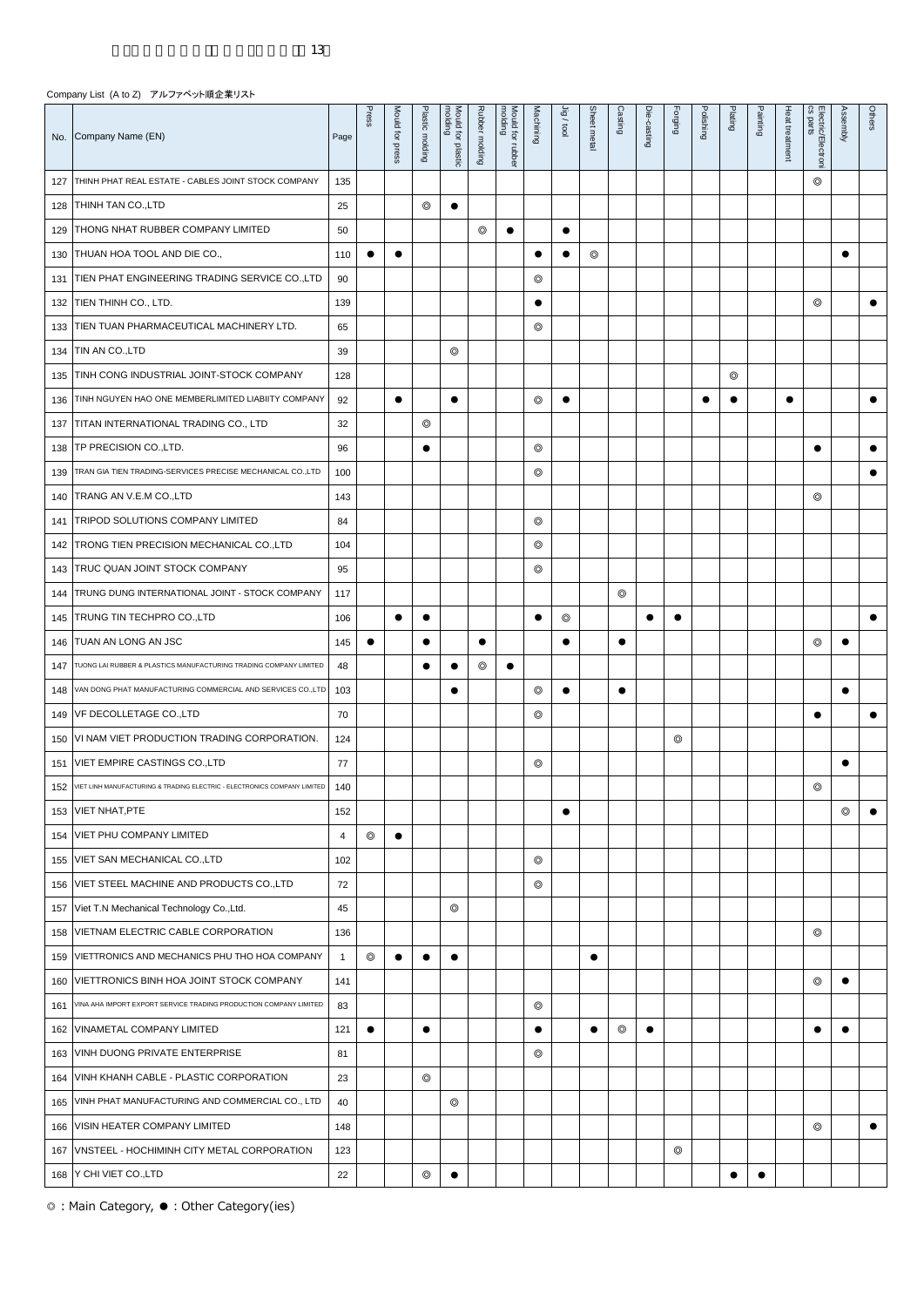Company List (A to Z) アルファベット順企業リスト

| No. | Company Name (EN) | Page | Press | Mould for press | Plastic molding | Mould for plastic molding | Rubber molding | Mould for rubber molding | Machining | Jig / tool | Sheet metal | Casting | Die-casting | Forging | Polishing | Plating | Painting | Heat treatment | Electric/Electronics parts | Assembly | Others |
|---|---|---|---|---|---|---|---|---|---|---|---|---|---|---|---|---|---|---|---|---|---|
| 127 | THINH PHAT REAL ESTATE - CABLES JOINT STOCK COMPANY | 135 | | | | | | | | | | | | | | | | | ◎ | | |
| 128 | THINH TAN CO.,LTD | 25 | | | ◎ | ● | | | | | | | | | | | | | | | |
| 129 | THONG NHAT RUBBER COMPANY LIMITED | 50 | | | | | ◎ | ● | | ● | | | | | | | | | | | |
| 130 | THUAN HOA TOOL AND DIE CO., | 110 | ● | ● | | | | | ● | ● | ◎ | | | | | | | | | ● | |
| 131 | TIEN PHAT ENGINEERING TRADING SERVICE CO.,LTD | 90 | | | | | | | ◎ | | | | | | | | | | | | |
| 132 | TIEN THINH CO., LTD. | 139 | | | | | | | ● | | | | | | | | | | ◎ | | ● |
| 133 | TIEN TUAN PHARMACEUTICAL MACHINERY LTD. | 65 | | | | | | | ◎ | | | | | | | | | | | | |
| 134 | TIN AN CO.,LTD | 39 | | | | ◎ | | | | | | | | | | | | | | | |
| 135 | TINH CONG INDUSTRIAL JOINT-STOCK COMPANY | 128 | | | | | | | | | | | | | | ◎ | | | | | |
| 136 | TINH NGUYEN HAO ONE MEMBERLIMITED LIABIITY COMPANY | 92 | | ● | | ● | | | ◎ | ● | | | | | ● | ● | | ● | | | ● |
| 137 | TITAN INTERNATIONAL TRADING CO., LTD | 32 | | | ◎ | | | | | | | | | | | | | | | | |
| 138 | TP PRECISION CO.,LTD. | 96 | | | ● | | | | ◎ | | | | | | | | | | ● | | ● |
| 139 | TRAN GIA TIEN TRADING-SERVICES PRECISE MECHANICAL CO.,LTD | 100 | | | | | | | ◎ | | | | | | | | | | | | ● |
| 140 | TRANG AN V.E.M CO.,LTD | 143 | | | | | | | | | | | | | | | | | ◎ | | |
| 141 | TRIPOD SOLUTIONS COMPANY LIMITED | 84 | | | | | | | ◎ | | | | | | | | | | | | |
| 142 | TRONG TIEN PRECISION MECHANICAL CO.,LTD | 104 | | | | | | | ◎ | | | | | | | | | | | | |
| 143 | TRUC QUAN JOINT STOCK COMPANY | 95 | | | | | | | ◎ | | | | | | | | | | | | |
| 144 | TRUNG DUNG INTERNATIONAL JOINT - STOCK COMPANY | 117 | | | | | | | | | | ◎ | | | | | | | | | |
| 145 | TRUNG TIN TECHPRO CO.,LTD | 106 | | ● | ● | | | | ● | ◎ | | | ● | ● | | | | | | | ● |
| 146 | TUAN AN LONG AN JSC | 145 | ● | | ● | | ● | | | ● | | ● | | | | | | | ◎ | ● | |
| 147 | TUONG LAI RUBBER & PLASTICS MANUFACTURING TRADING COMPANY LIMITED | 48 | | | ● | ● | ◎ | ● | | | | | | | | | | | | | |
| 148 | VAN DONG PHAT MANUFACTURING COMMERCIAL AND SERVICES CO.,LTD | 103 | | | | ● | | | ◎ | ● | | ● | | | | | | | | ● | |
| 149 | VF DECOLLETAGE CO.,LTD | 70 | | | | | | | ◎ | | | | | | | | | | ● | | ● |
| 150 | VI NAM VIET PRODUCTION TRADING CORPORATION. | 124 | | | | | | | | | | | | ◎ | | | | | | | |
| 151 | VIET EMPIRE CASTINGS CO.,LTD | 77 | | | | | | | ◎ | | | | | | | | | | | ● | |
| 152 | VIET LINH MANUFACTURING & TRADING ELECTRIC - ELECTRONICS COMPANY LIMITED | 140 | | | | | | | | | | | | | | | | | ◎ | | |
| 153 | VIET NHAT,PTE | 152 | | | | | | | | ● | | | | | | | | | | ◎ | ● |
| 154 | VIET PHU COMPANY LIMITED | 4 | ◎ | ● | | | | | | | | | | | | | | | | | |
| 155 | VIET SAN MECHANICAL CO.,LTD | 102 | | | | | | | ◎ | | | | | | | | | | | | |
| 156 | VIET STEEL MACHINE AND PRODUCTS CO.,LTD | 72 | | | | | | | ◎ | | | | | | | | | | | | |
| 157 | Viet T.N Mechanical Technology Co.,Ltd. | 45 | | | | ◎ | | | | | | | | | | | | | | | |
| 158 | VIETNAM ELECTRIC CABLE CORPORATION | 136 | | | | | | | | | | | | | | | | | ◎ | | |
| 159 | VIETTRONICS AND MECHANICS PHU THO HOA COMPANY | 1 | ◎ | ● | ● | ● | | | | | ● | | | | | | | | | | |
| 160 | VIETTRONICS BINH HOA JOINT STOCK COMPANY | 141 | | | | | | | | | | | | | | | | | ◎ | ● | |
| 161 | VINA AHA IMPORT EXPORT SERVICE TRADING PRODUCTION COMPANY LIMITED | 83 | | | | | | | ◎ | | | | | | | | | | | | |
| 162 | VINAMETAL COMPANY LIMITED | 121 | ● | | ● | | | | ● | | ● | ◎ | ● | | | | | | ● | ● | |
| 163 | VINH DUONG PRIVATE ENTERPRISE | 81 | | | | | | | ◎ | | | | | | | | | | | | |
| 164 | VINH KHANH CABLE - PLASTIC CORPORATION | 23 | | | ◎ | | | | | | | | | | | | | | | | |
| 165 | VINH PHAT MANUFACTURING AND COMMERCIAL CO., LTD | 40 | | | | ◎ | | | | | | | | | | | | | | | |
| 166 | VISIN HEATER COMPANY LIMITED | 148 | | | | | | | | | | | | | | | | | ◎ | | ● |
| 167 | VNSTEEL - HOCHIMINH CITY METAL CORPORATION | 123 | | | | | | | | | | | | ◎ | | | | | | | |
| 168 | Y CHI VIET CO.,LTD | 22 | | | ◎ | ● | | | | | | | | | | ● | ● | | | | |

◎ : Main Category, ● : Other Category(ies)